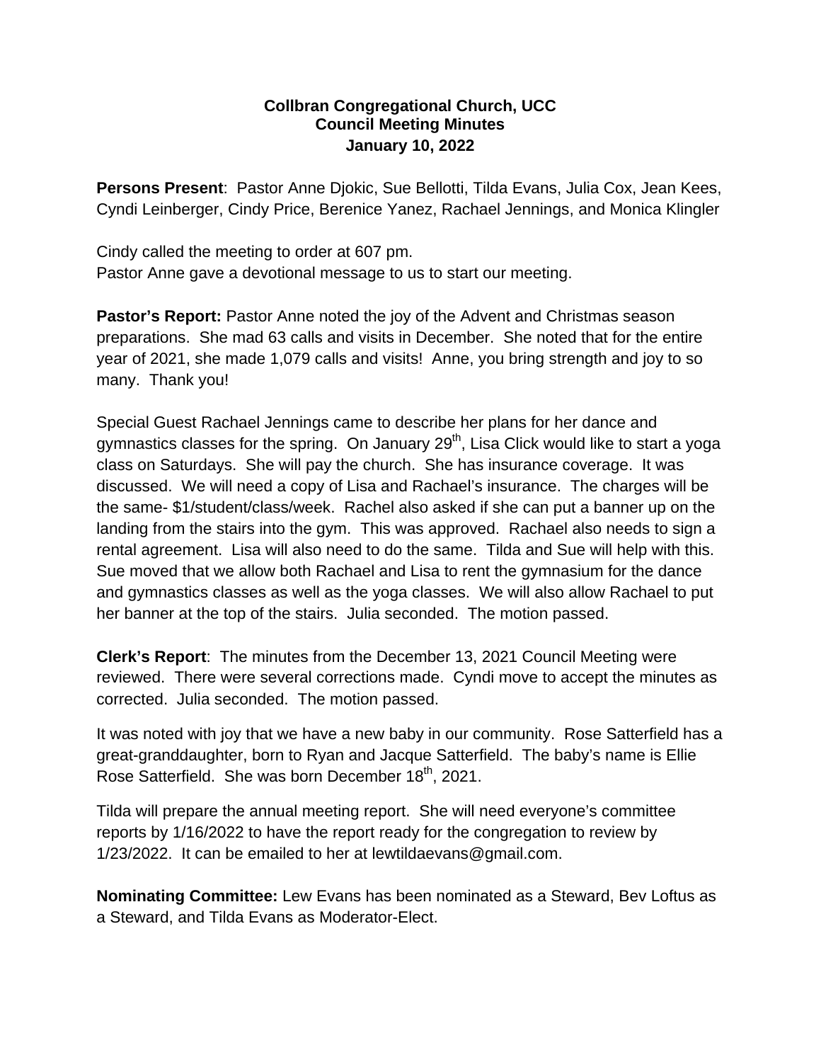**Collbran Congregational Church, UCC**
**Council Meeting Minutes**
**January 10, 2022**

**Persons Present**: Pastor Anne Djokic, Sue Bellotti, Tilda Evans, Julia Cox, Jean Kees, Cyndi Leinberger, Cindy Price, Berenice Yanez, Rachael Jennings, and Monica Klingler

Cindy called the meeting to order at 607 pm.
Pastor Anne gave a devotional message to us to start our meeting.

**Pastor's Report:** Pastor Anne noted the joy of the Advent and Christmas season preparations. She mad 63 calls and visits in December. She noted that for the entire year of 2021, she made 1,079 calls and visits! Anne, you bring strength and joy to so many. Thank you!

Special Guest Rachael Jennings came to describe her plans for her dance and gymnastics classes for the spring. On January 29th, Lisa Click would like to start a yoga class on Saturdays. She will pay the church. She has insurance coverage. It was discussed. We will need a copy of Lisa and Rachael's insurance. The charges will be the same- $1/student/class/week. Rachel also asked if she can put a banner up on the landing from the stairs into the gym. This was approved. Rachael also needs to sign a rental agreement. Lisa will also need to do the same. Tilda and Sue will help with this. Sue moved that we allow both Rachael and Lisa to rent the gymnasium for the dance and gymnastics classes as well as the yoga classes. We will also allow Rachael to put her banner at the top of the stairs. Julia seconded. The motion passed.

**Clerk's Report**: The minutes from the December 13, 2021 Council Meeting were reviewed. There were several corrections made. Cyndi move to accept the minutes as corrected. Julia seconded. The motion passed.

It was noted with joy that we have a new baby in our community. Rose Satterfield has a great-granddaughter, born to Ryan and Jacque Satterfield. The baby's name is Ellie Rose Satterfield. She was born December 18th, 2021.

Tilda will prepare the annual meeting report. She will need everyone's committee reports by 1/16/2022 to have the report ready for the congregation to review by 1/23/2022. It can be emailed to her at lewtildaevans@gmail.com.

**Nominating Committee:** Lew Evans has been nominated as a Steward, Bev Loftus as a Steward, and Tilda Evans as Moderator-Elect.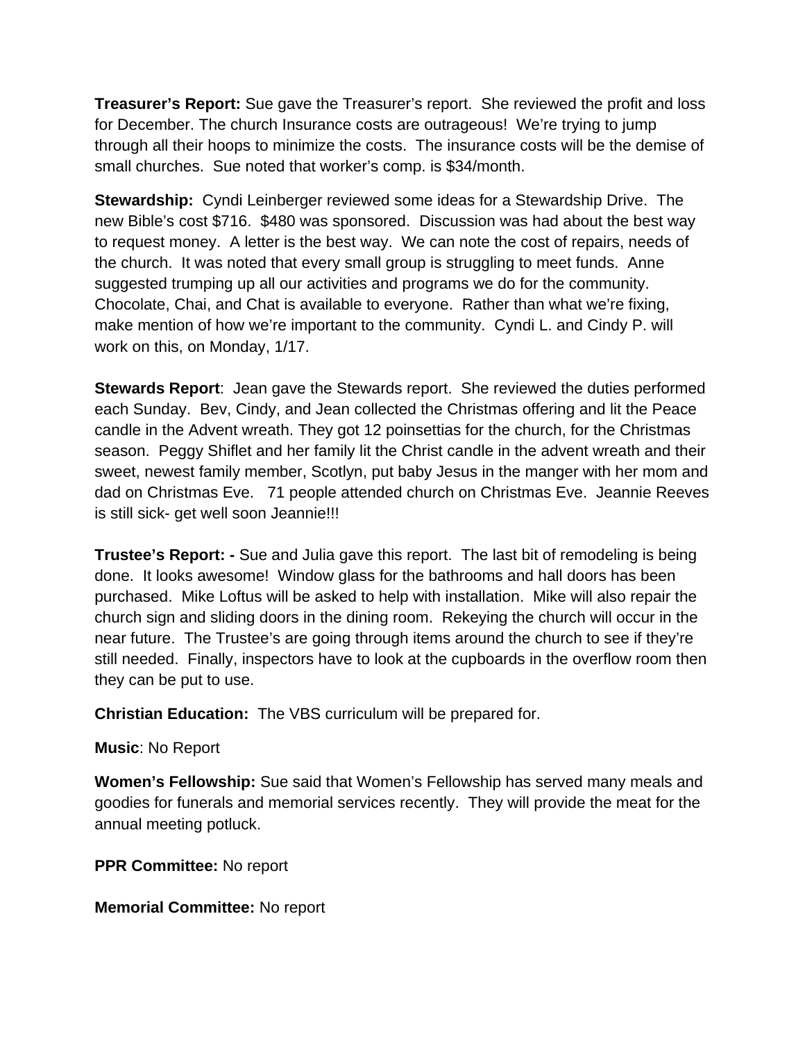**Treasurer's Report:** Sue gave the Treasurer's report. She reviewed the profit and loss for December. The church Insurance costs are outrageous! We're trying to jump through all their hoops to minimize the costs. The insurance costs will be the demise of small churches. Sue noted that worker's comp. is $34/month.

**Stewardship:** Cyndi Leinberger reviewed some ideas for a Stewardship Drive. The new Bible's cost $716. $480 was sponsored. Discussion was had about the best way to request money. A letter is the best way. We can note the cost of repairs, needs of the church. It was noted that every small group is struggling to meet funds. Anne suggested trumping up all our activities and programs we do for the community. Chocolate, Chai, and Chat is available to everyone. Rather than what we're fixing, make mention of how we're important to the community. Cyndi L. and Cindy P. will work on this, on Monday, 1/17.

**Stewards Report**: Jean gave the Stewards report. She reviewed the duties performed each Sunday. Bev, Cindy, and Jean collected the Christmas offering and lit the Peace candle in the Advent wreath. They got 12 poinsettias for the church, for the Christmas season. Peggy Shiflet and her family lit the Christ candle in the advent wreath and their sweet, newest family member, Scotlyn, put baby Jesus in the manger with her mom and dad on Christmas Eve. 71 people attended church on Christmas Eve. Jeannie Reeves is still sick- get well soon Jeannie!!!

**Trustee's Report: -** Sue and Julia gave this report. The last bit of remodeling is being done. It looks awesome! Window glass for the bathrooms and hall doors has been purchased. Mike Loftus will be asked to help with installation. Mike will also repair the church sign and sliding doors in the dining room. Rekeying the church will occur in the near future. The Trustee's are going through items around the church to see if they're still needed. Finally, inspectors have to look at the cupboards in the overflow room then they can be put to use.

**Christian Education:** The VBS curriculum will be prepared for.

**Music**: No Report

**Women's Fellowship:** Sue said that Women's Fellowship has served many meals and goodies for funerals and memorial services recently. They will provide the meat for the annual meeting potluck.

**PPR Committee:** No report

**Memorial Committee:** No report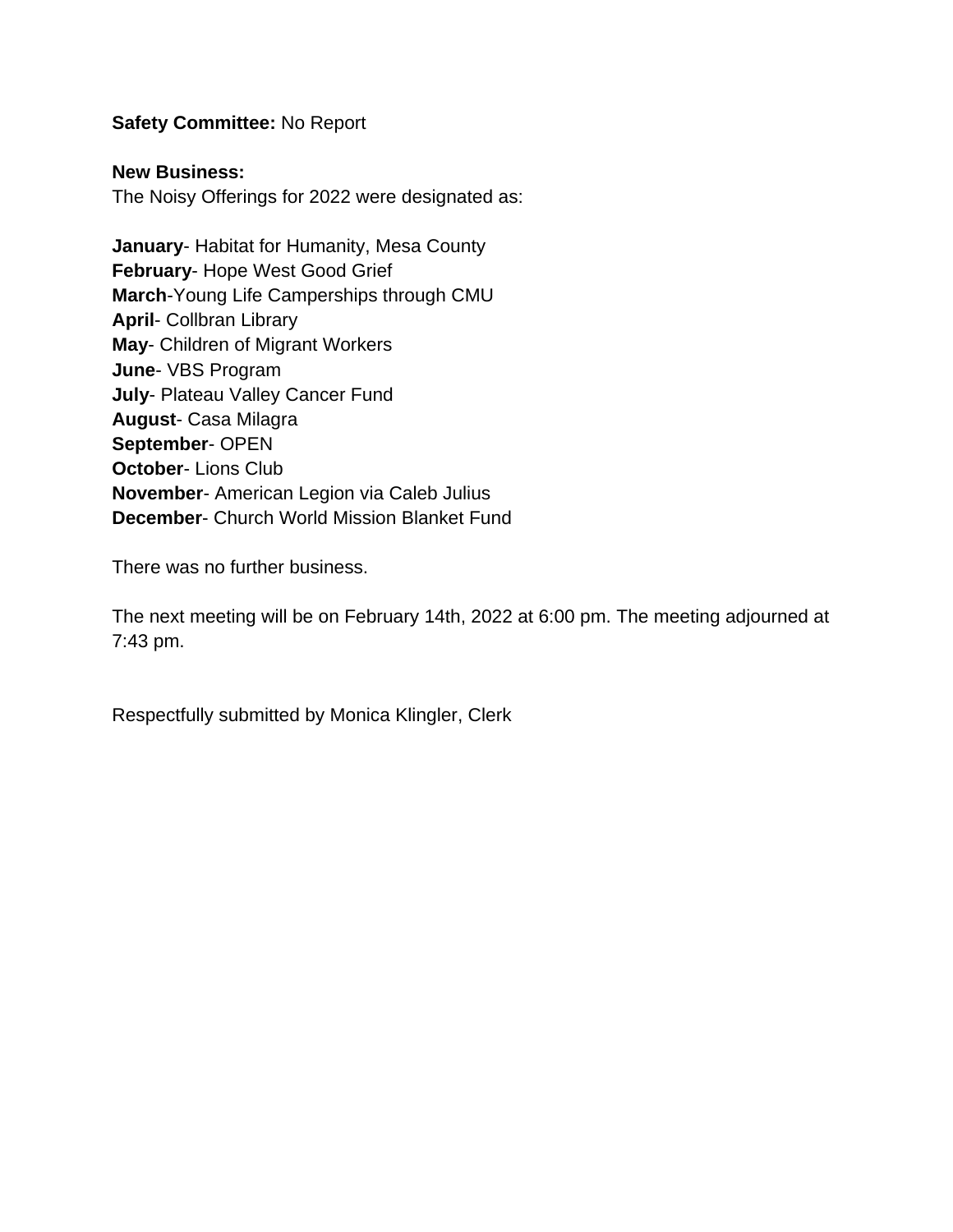**Safety Committee:** No Report

**New Business:**
The Noisy Offerings for 2022 were designated as:

**January**- Habitat for Humanity, Mesa County
**February**- Hope West Good Grief
**March**-Young Life Camperships through CMU
**April**- Collbran Library
**May**- Children of Migrant Workers
**June**- VBS Program
**July**- Plateau Valley Cancer Fund
**August**- Casa Milagra
**September**- OPEN
**October**- Lions Club
**November**- American Legion via Caleb Julius
**December**- Church World Mission Blanket Fund

There was no further business.

The next meeting will be on February 14th, 2022 at 6:00 pm. The meeting adjourned at 7:43 pm.

Respectfully submitted by Monica Klingler, Clerk